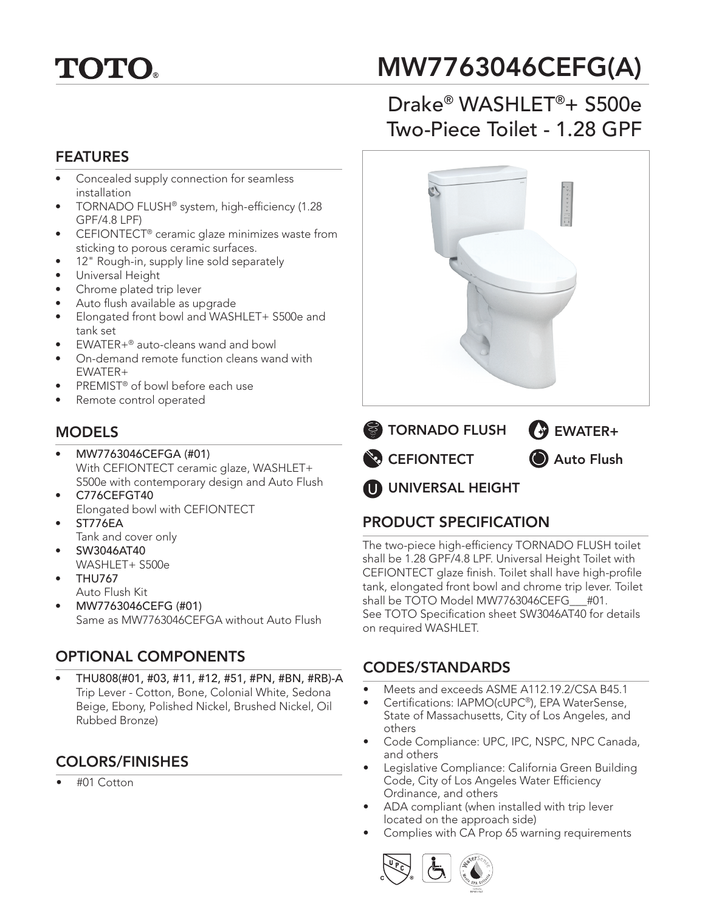TOTO®

# MW7763046CEFG(A)

## Drake® WASHLET®+ S500e Two-Piece Toilet - 1.28 GPF

TORNADO FLUSH

EWATER+

CEFIONTECT

Auto Flush

UNIVERSAL HEIGHT

## FEATURES

- Concealed supply connection for seamless installation
- TORNADO FLUSH® system, high-efficiency (1.28 GPF/4.8 LPF)
- CEFIONTECT® ceramic glaze minimizes waste from sticking to porous ceramic surfaces.
- 12" Rough-in, supply line sold separately
- Universal Height
- Chrome plated trip lever
- Auto flush available as upgrade
- Elongated front bowl and WASHLET+ S500e and tank set
- EWATER+® auto-cleans wand and bowl
- On-demand remote function cleans wand with EWATER+
- PREMIST® of bowl before each use
- Remote control operated

## MODELS

- **MW7763046CEFGA (#01)**
  With CEFIONTECT ceramic glaze, WASHLET+ S500e with contemporary design and Auto Flush
- **C776CEFGT40**
  Elongated bowl with CEFIONTECT
- **ST776EA**
  Tank and cover only
- **SW3046AT40**
  WASHLET+ S500e
- **THU767**
  Auto Flush Kit
- **MW7763046CEFG (#01)**
  Same as MW7763046CEFGA without Auto Flush

## OPTIONAL COMPONENTS

- **THU808(#01, #03, #11, #12, #51, #PN, #BN, #RB)-A**
  Trip Lever - Cotton, Bone, Colonial White, Sedona Beige, Ebony, Polished Nickel, Brushed Nickel, Oil Rubbed Bronze)

## COLORS/FINISHES

- #01 Cotton

## PRODUCT SPECIFICATION

The two-piece high-efficiency TORNADO FLUSH toilet shall be 1.28 GPF/4.8 LPF. Universal Height Toilet with CEFIONTECT glaze finish. Toilet shall have high-profile tank, elongated front bowl and chrome trip lever. Toilet shall be TOTO Model MW7763046CEFG___#01.
See TOTO Specification sheet SW3046AT40 for details on required WASHLET.

## CODES/STANDARDS

- Meets and exceeds ASME A112.19.2/CSA B45.1
- Certifications: IAPMO(cUPC®), EPA WaterSense, State of Massachusetts, City of Los Angeles, and others
- Code Compliance: UPC, IPC, NSPC, NPC Canada, and others
- Legislative Compliance: California Green Building Code, City of Los Angeles Water Efficiency Ordinance, and others
- ADA compliant (when installed with trip lever located on the approach side)
- Complies with CA Prop 65 warning requirements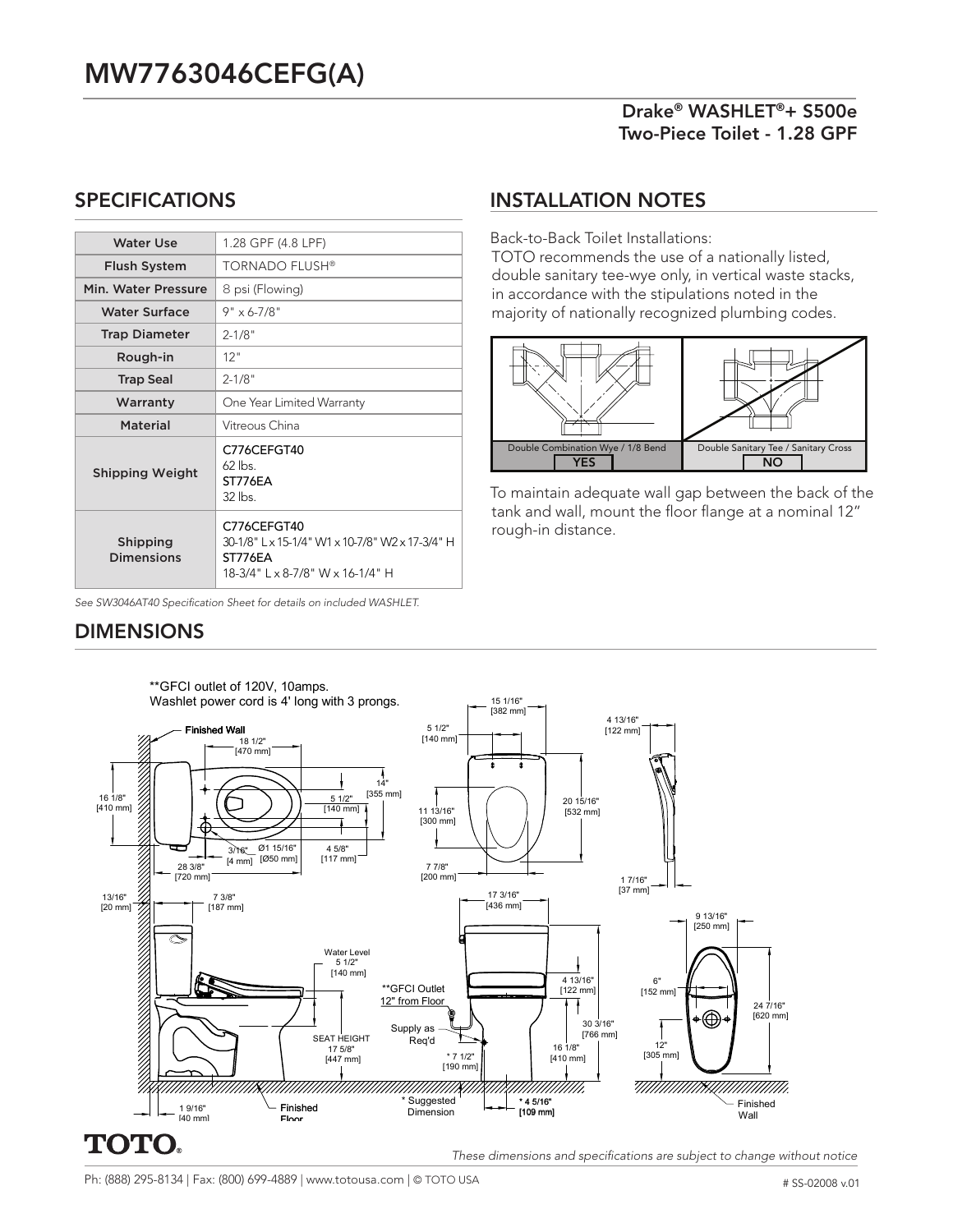# MW7763046CEFG(A)

**Drake® WASHLET®+ S500e**
**Two-Piece Toilet - 1.28 GPF**

## SPECIFICATIONS

| | |
|---|---|
| Water Use | 1.28 GPF (4.8 LPF) |
| Flush System | TORNADO FLUSH® |
| Min. Water Pressure | 8 psi (Flowing) |
| Water Surface | 9" x 6-7/8" |
| Trap Diameter | 2-1/8" |
| Rough-in | 12" |
| Trap Seal | 2-1/8" |
| Warranty | One Year Limited Warranty |
| Material | Vitreous China |
| Shipping Weight | C776CEFGT40<br>62 lbs.<br>ST776EA<br>32 lbs. |
| Shipping Dimensions | C776CEFGT40<br>30-1/8" L x 15-1/4" W1 x 10-7/8" W2 x 17-3/4" H<br>ST776EA<br>18-3/4" L x 8-7/8" W x 16-1/4" H |

*See SW3046AT40 Specification Sheet for details on included WASHLET.*

## INSTALLATION NOTES

Back-to-Back Toilet Installations:
TOTO recommends the use of a nationally listed, double sanitary tee-wye only, in vertical waste stacks, in accordance with the stipulations noted in the majority of nationally recognized plumbing codes.

Double Combination Wye / 1/8 Bend
YES

Double Sanitary Tee / Sanitary Cross
NO

To maintain adequate wall gap between the back of the tank and wall, mount the floor flange at a nominal 12" rough-in distance.

## DIMENSIONS

**GFCI outlet of 120V, 10amps.
Washlet power cord is 4' long with 3 prongs.

Finished Wall
18 1/2" [470 mm]
14" [355 mm]
5 1/2" [140 mm]
16 1/8" [410 mm]
3/16" [4 mm]
Ø1 15/16" [Ø50 mm]
4 5/8" [117 mm]
28 3/8" [720 mm]
15 1/16" [382 mm]
5 1/2" [140 mm]
11 13/16" [300 mm]
20 15/16" [532 mm]
7 7/8" [200 mm]
4 13/16" [122 mm]
1 7/16" [37 mm]
13/16" [20 mm]
7 3/8" [187 mm]
Water Level 5 1/2" [140 mm]
SEAT HEIGHT 17 5/8" [447 mm]
**GFCI Outlet 12" from Floor
Supply as Req'd
* 7 1/2" [190 mm]
17 3/16" [436 mm]
4 13/16" [122 mm]
30 3/16" [766 mm]
16 1/8" [410 mm]
9 13/16" [250 mm]
6" [152 mm]
24 7/16" [620 mm]
12" [305 mm]
1 9/16" [40 mm]
Finished Floor
* Suggested Dimension
* 4 5/16" [109 mm]
Finished Wall

*These dimensions and specifications are subject to change without notice*

Ph: (888) 295-8134 | Fax: (800) 699-4889 | www.totousa.com | © TOTO USA

# SS-02008 v.01